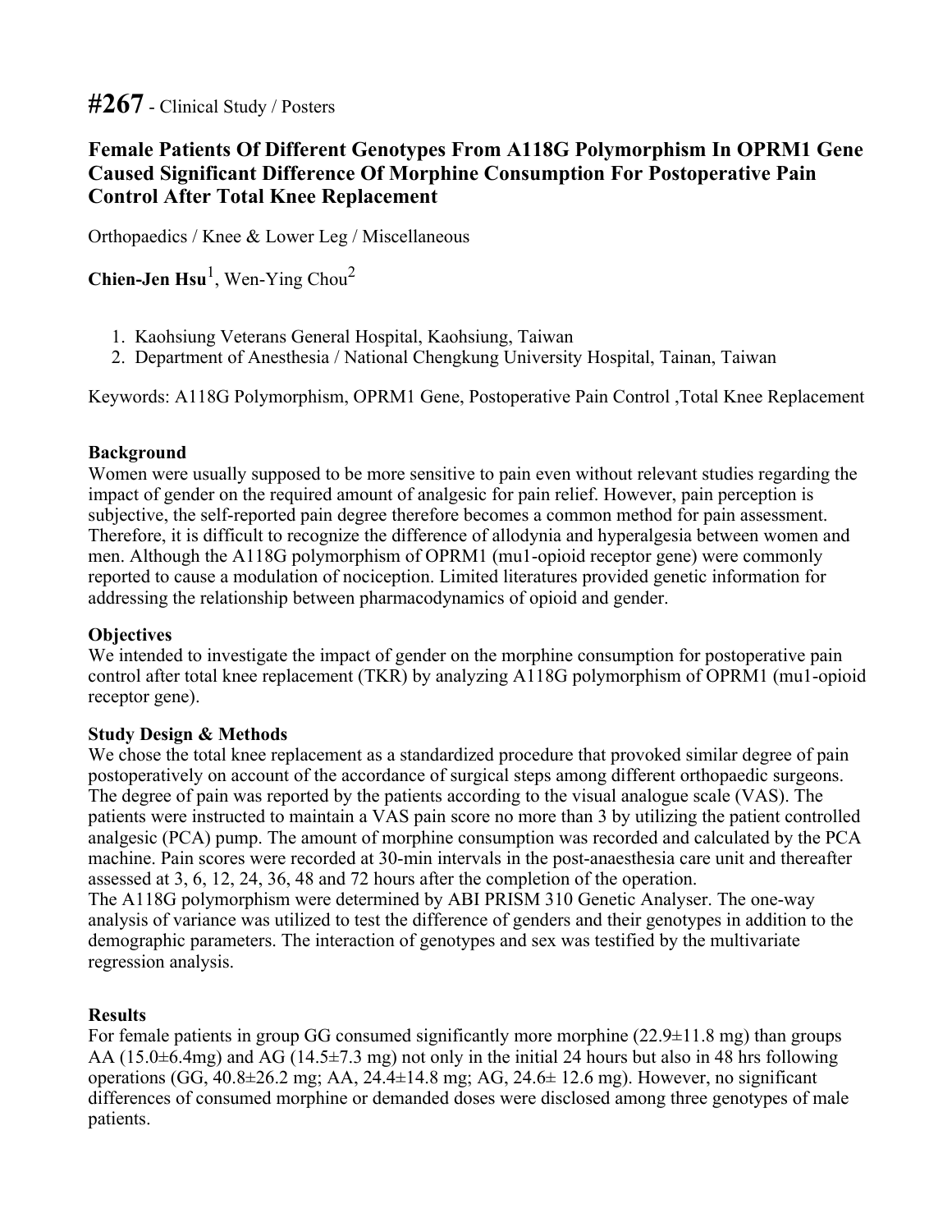# #267 - Clinical Study / Posters

## Female Patients Of Different Genotypes From A118G Polymorphism In OPRM1 Gene Caused Significant Difference Of Morphine Consumption For Postoperative Pain Control After Total Knee Replacement

Orthopaedics / Knee & Lower Leg / Miscellaneous

**Chien-Jen Hsu**[1], Wen-Ying Chou[2]

1. Kaohsiung Veterans General Hospital, Kaohsiung, Taiwan
2. Department of Anesthesia / National Chengkung University Hospital, Tainan, Taiwan

Keywords: A118G Polymorphism, OPRM1 Gene, Postoperative Pain Control ,Total Knee Replacement

### Background

Women were usually supposed to be more sensitive to pain even without relevant studies regarding the impact of gender on the required amount of analgesic for pain relief. However, pain perception is subjective, the self-reported pain degree therefore becomes a common method for pain assessment. Therefore, it is difficult to recognize the difference of allodynia and hyperalgesia between women and men. Although the A118G polymorphism of OPRM1 (mu1-opioid receptor gene) were commonly reported to cause a modulation of nociception. Limited literatures provided genetic information for addressing the relationship between pharmacodynamics of opioid and gender.

### Objectives

We intended to investigate the impact of gender on the morphine consumption for postoperative pain control after total knee replacement (TKR) by analyzing A118G polymorphism of OPRM1 (mu1-opioid receptor gene).

### Study Design & Methods

We chose the total knee replacement as a standardized procedure that provoked similar degree of pain postoperatively on account of the accordance of surgical steps among different orthopaedic surgeons. The degree of pain was reported by the patients according to the visual analogue scale (VAS). The patients were instructed to maintain a VAS pain score no more than 3 by utilizing the patient controlled analgesic (PCA) pump. The amount of morphine consumption was recorded and calculated by the PCA machine. Pain scores were recorded at 30-min intervals in the post-anaesthesia care unit and thereafter assessed at 3, 6, 12, 24, 36, 48 and 72 hours after the completion of the operation.

The A118G polymorphism were determined by ABI PRISM 310 Genetic Analyser. The one-way analysis of variance was utilized to test the difference of genders and their genotypes in addition to the demographic parameters. The interaction of genotypes and sex was testified by the multivariate regression analysis.

### Results

For female patients in group GG consumed significantly more morphine (22.9±11.8 mg) than groups AA (15.0±6.4mg) and AG (14.5±7.3 mg) not only in the initial 24 hours but also in 48 hrs following operations (GG, 40.8±26.2 mg; AA, 24.4±14.8 mg; AG, 24.6± 12.6 mg). However, no significant differences of consumed morphine or demanded doses were disclosed among three genotypes of male patients.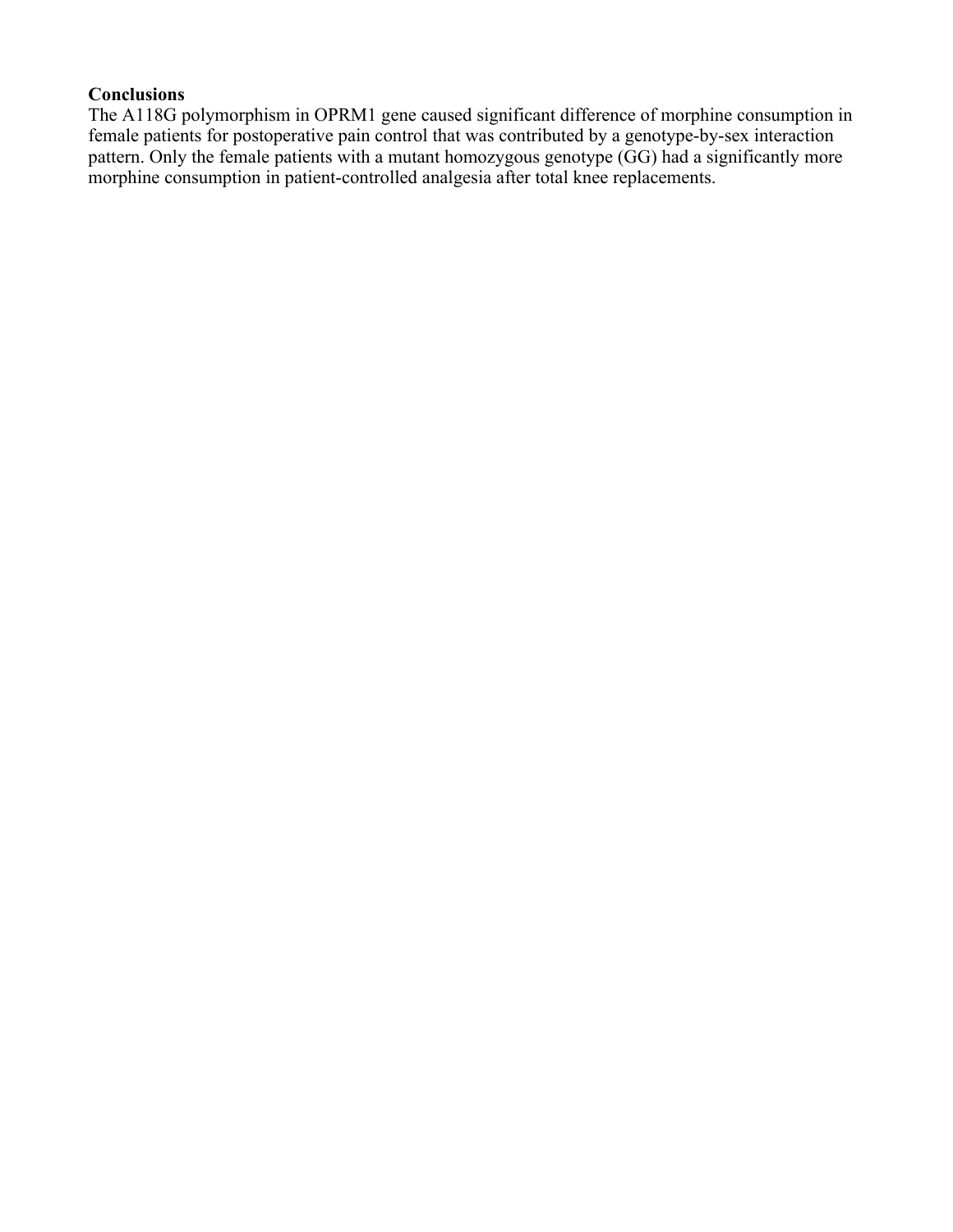**Conclusions**

The A118G polymorphism in OPRM1 gene caused significant difference of morphine consumption in female patients for postoperative pain control that was contributed by a genotype-by-sex interaction pattern. Only the female patients with a mutant homozygous genotype (GG) had a significantly more morphine consumption in patient-controlled analgesia after total knee replacements.